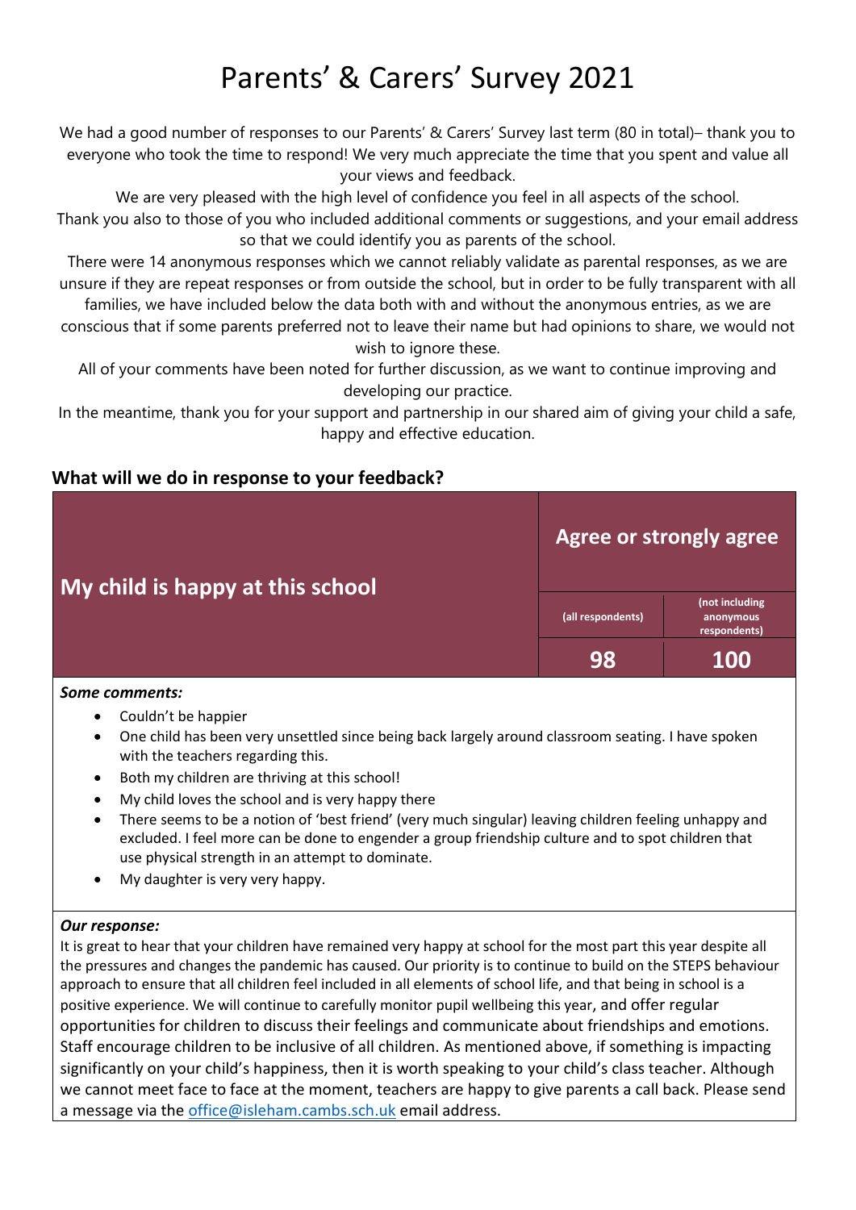# Parents' & Carers' Survey 2021

We had a good number of responses to our Parents' & Carers' Survey last term (80 in total)– thank you to everyone who took the time to respond! We very much appreciate the time that you spent and value all your views and feedback.

We are very pleased with the high level of confidence you feel in all aspects of the school.

Thank you also to those of you who included additional comments or suggestions, and your email address so that we could identify you as parents of the school.

There were 14 anonymous responses which we cannot reliably validate as parental responses, as we are unsure if they are repeat responses or from outside the school, but in order to be fully transparent with all families, we have included below the data both with and without the anonymous entries, as we are conscious that if some parents preferred not to leave their name but had opinions to share, we would not wish to ignore these.

All of your comments have been noted for further discussion, as we want to continue improving and developing our practice.

In the meantime, thank you for your support and partnership in our shared aim of giving your child a safe, happy and effective education.

## What will we do in response to your feedback?

| My child is happy at this school | Agree or strongly agree | |
|---|---|---|
| | (all respondents) | (not including anonymous respondents) |
| | 98 | 100 |

***Some comments:***

- Couldn't be happier
- One child has been very unsettled since being back largely around classroom seating. I have spoken with the teachers regarding this.
- Both my children are thriving at this school!
- My child loves the school and is very happy there
- There seems to be a notion of 'best friend' (very much singular) leaving children feeling unhappy and excluded. I feel more can be done to engender a group friendship culture and to spot children that use physical strength in an attempt to dominate.
- My daughter is very very happy.

***Our response:***

It is great to hear that your children have remained very happy at school for the most part this year despite all the pressures and changes the pandemic has caused. Our priority is to continue to build on the STEPS behaviour approach to ensure that all children feel included in all elements of school life, and that being in school is a positive experience. We will continue to carefully monitor pupil wellbeing this year, and offer regular opportunities for children to discuss their feelings and communicate about friendships and emotions. Staff encourage children to be inclusive of all children. As mentioned above, if something is impacting significantly on your child's happiness, then it is worth speaking to your child's class teacher. Although we cannot meet face to face at the moment, teachers are happy to give parents a call back. Please send a message via the office@isleham.cambs.sch.uk email address.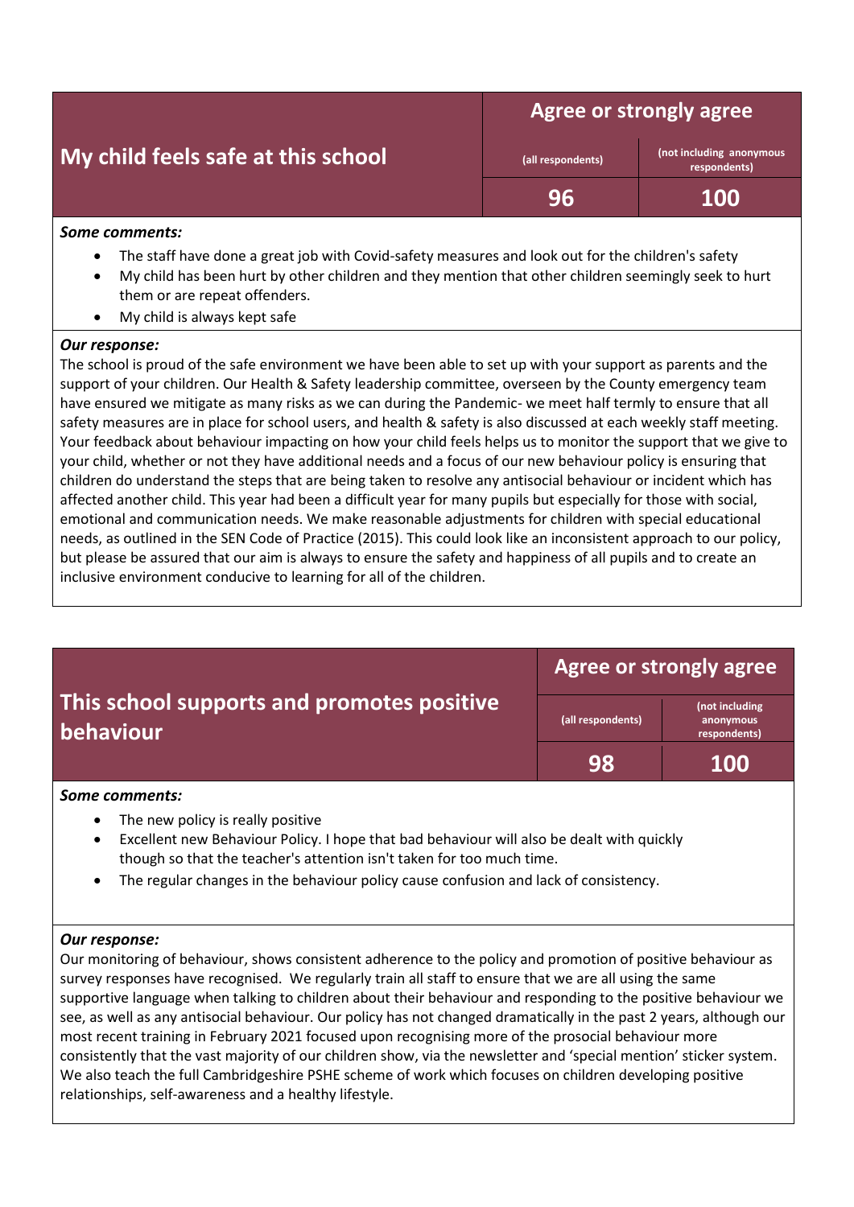| My child feels safe at this school | Agree or strongly agree | |
|---|---|---|
| | (all respondents) | (not including anonymous respondents) |
| | 96 | 100 |

***Some comments:***

- The staff have done a great job with Covid-safety measures and look out for the children's safety
- My child has been hurt by other children and they mention that other children seemingly seek to hurt them or are repeat offenders.
- My child is always kept safe

***Our response:***

The school is proud of the safe environment we have been able to set up with your support as parents and the support of your children. Our Health & Safety leadership committee, overseen by the County emergency team have ensured we mitigate as many risks as we can during the Pandemic- we meet half termly to ensure that all safety measures are in place for school users, and health & safety is also discussed at each weekly staff meeting. Your feedback about behaviour impacting on how your child feels helps us to monitor the support that we give to your child, whether or not they have additional needs and a focus of our new behaviour policy is ensuring that children do understand the steps that are being taken to resolve any antisocial behaviour or incident which has affected another child. This year had been a difficult year for many pupils but especially for those with social, emotional and communication needs. We make reasonable adjustments for children with special educational needs, as outlined in the SEN Code of Practice (2015). This could look like an inconsistent approach to our policy, but please be assured that our aim is always to ensure the safety and happiness of all pupils and to create an inclusive environment conducive to learning for all of the children.

| This school supports and promotes positive behaviour | Agree or strongly agree | |
|---|---|---|
| | (all respondents) | (not including anonymous respondents) |
| | 98 | 100 |

***Some comments:***

- The new policy is really positive
- Excellent new Behaviour Policy. I hope that bad behaviour will also be dealt with quickly though so that the teacher's attention isn't taken for too much time.
- The regular changes in the behaviour policy cause confusion and lack of consistency.

***Our response:***

Our monitoring of behaviour, shows consistent adherence to the policy and promotion of positive behaviour as survey responses have recognised. We regularly train all staff to ensure that we are all using the same supportive language when talking to children about their behaviour and responding to the positive behaviour we see, as well as any antisocial behaviour. Our policy has not changed dramatically in the past 2 years, although our most recent training in February 2021 focused upon recognising more of the prosocial behaviour more consistently that the vast majority of our children show, via the newsletter and 'special mention' sticker system. We also teach the full Cambridgeshire PSHE scheme of work which focuses on children developing positive relationships, self-awareness and a healthy lifestyle.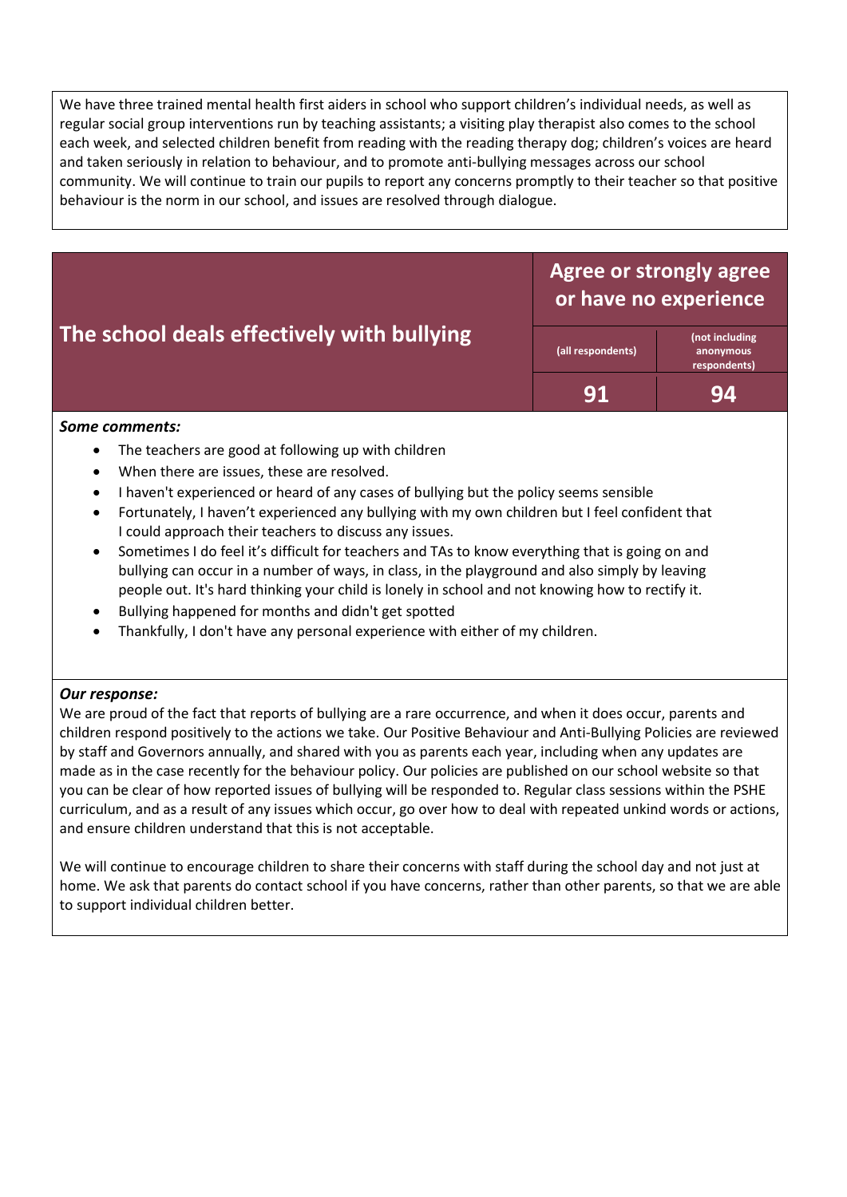We have three trained mental health first aiders in school who support children's individual needs, as well as regular social group interventions run by teaching assistants; a visiting play therapist also comes to the school each week, and selected children benefit from reading with the reading therapy dog; children's voices are heard and taken seriously in relation to behaviour, and to promote anti-bullying messages across our school community. We will continue to train our pupils to report any concerns promptly to their teacher so that positive behaviour is the norm in our school, and issues are resolved through dialogue.

| **The school deals effectively with bullying** | **Agree or strongly agree or have no experience** | |
|---|---|---|
| | (all respondents) | (not including anonymous respondents) |
| | **91** | **94** |

***Some comments:***

- The teachers are good at following up with children
- When there are issues, these are resolved.
- I haven't experienced or heard of any cases of bullying but the policy seems sensible
- Fortunately, I haven't experienced any bullying with my own children but I feel confident that I could approach their teachers to discuss any issues.
- Sometimes I do feel it's difficult for teachers and TAs to know everything that is going on and bullying can occur in a number of ways, in class, in the playground and also simply by leaving people out. It's hard thinking your child is lonely in school and not knowing how to rectify it.
- Bullying happened for months and didn't get spotted
- Thankfully, I don't have any personal experience with either of my children.

***Our response:***

We are proud of the fact that reports of bullying are a rare occurrence, and when it does occur, parents and children respond positively to the actions we take. Our Positive Behaviour and Anti-Bullying Policies are reviewed by staff and Governors annually, and shared with you as parents each year, including when any updates are made as in the case recently for the behaviour policy. Our policies are published on our school website so that you can be clear of how reported issues of bullying will be responded to. Regular class sessions within the PSHE curriculum, and as a result of any issues which occur, go over how to deal with repeated unkind words or actions, and ensure children understand that this is not acceptable.

We will continue to encourage children to share their concerns with staff during the school day and not just at home. We ask that parents do contact school if you have concerns, rather than other parents, so that we are able to support individual children better.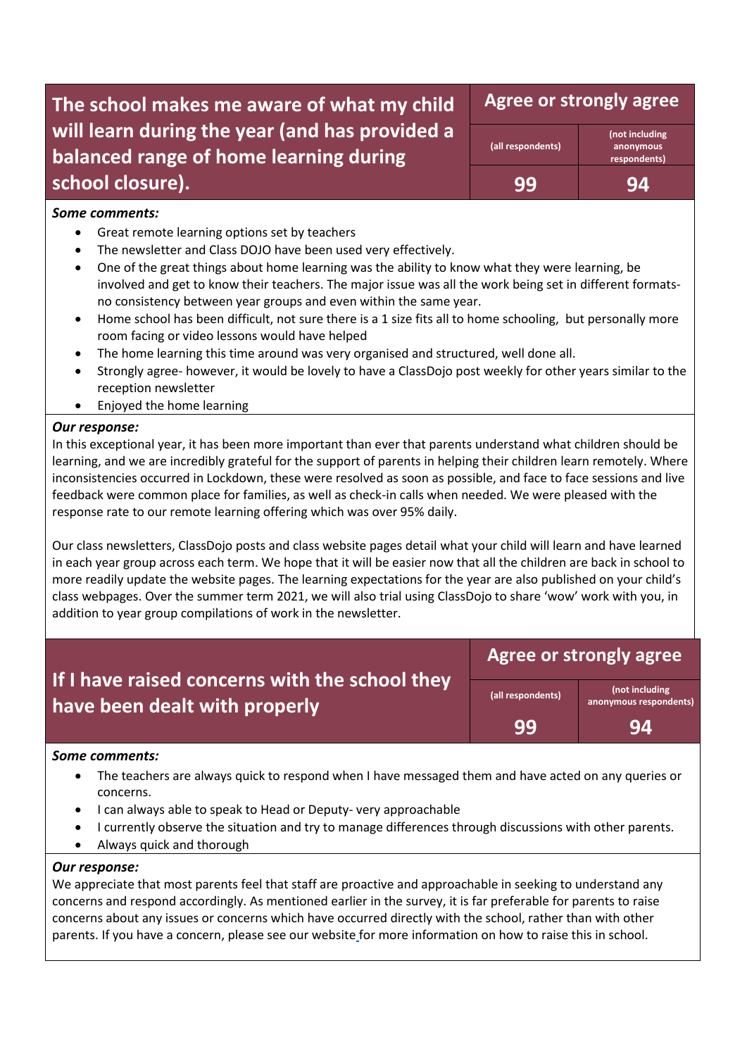| The school makes me aware of what my child will learn during the year (and has provided a balanced range of home learning during school closure). | Agree or strongly agree | |
|---|---|---|
| | (all respondents) | (not including anonymous respondents) |
| | 99 | 94 |

***Some comments:***

- Great remote learning options set by teachers
- The newsletter and Class DOJO have been used very effectively.
- One of the great things about home learning was the ability to know what they were learning, be involved and get to know their teachers. The major issue was all the work being set in different formats- no consistency between year groups and even within the same year.
- Home school has been difficult, not sure there is a 1 size fits all to home schooling, but personally more room facing or video lessons would have helped
- The home learning this time around was very organised and structured, well done all.
- Strongly agree- however, it would be lovely to have a ClassDojo post weekly for other years similar to the reception newsletter
- Enjoyed the home learning

***Our response:***

In this exceptional year, it has been more important than ever that parents understand what children should be learning, and we are incredibly grateful for the support of parents in helping their children learn remotely. Where inconsistencies occurred in Lockdown, these were resolved as soon as possible, and face to face sessions and live feedback were common place for families, as well as check-in calls when needed. We were pleased with the response rate to our remote learning offering which was over 95% daily.

Our class newsletters, ClassDojo posts and class website pages detail what your child will learn and have learned in each year group across each term. We hope that it will be easier now that all the children are back in school to more readily update the website pages. The learning expectations for the year are also published on your child's class webpages. Over the summer term 2021, we will also trial using ClassDojo to share 'wow' work with you, in addition to year group compilations of work in the newsletter.

| If I have raised concerns with the school they have been dealt with properly | Agree or strongly agree | |
|---|---|---|
| | (all respondents) | (not including anonymous respondents) |
| | 99 | 94 |

***Some comments:***

- The teachers are always quick to respond when I have messaged them and have acted on any queries or concerns.
- I can always able to speak to Head or Deputy- very approachable
- I currently observe the situation and try to manage differences through discussions with other parents.
- Always quick and thorough

***Our response:***

We appreciate that most parents feel that staff are proactive and approachable in seeking to understand any concerns and respond accordingly. As mentioned earlier in the survey, it is far preferable for parents to raise concerns about any issues or concerns which have occurred directly with the school, rather than with other parents. If you have a concern, please see our website for more information on how to raise this in school.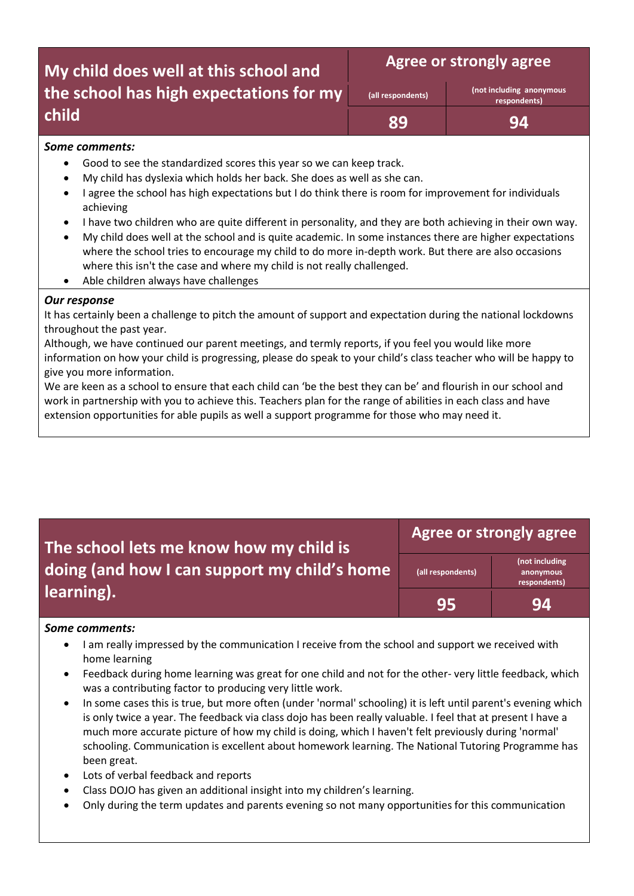| My child does well at this school and the school has high expectations for my child | Agree or strongly agree | |
|---|---|---|
| | (all respondents) | (not including anonymous respondents) |
| | 89 | 94 |

***Some comments:***

- Good to see the standardized scores this year so we can keep track.
- My child has dyslexia which holds her back. She does as well as she can.
- I agree the school has high expectations but I do think there is room for improvement for individuals achieving
- I have two children who are quite different in personality, and they are both achieving in their own way.
- My child does well at the school and is quite academic. In some instances there are higher expectations where the school tries to encourage my child to do more in-depth work. But there are also occasions where this isn't the case and where my child is not really challenged.
- Able children always have challenges

***Our response***

It has certainly been a challenge to pitch the amount of support and expectation during the national lockdowns throughout the past year.

Although, we have continued our parent meetings, and termly reports, if you feel you would like more information on how your child is progressing, please do speak to your child's class teacher who will be happy to give you more information.

We are keen as a school to ensure that each child can 'be the best they can be' and flourish in our school and work in partnership with you to achieve this. Teachers plan for the range of abilities in each class and have extension opportunities for able pupils as well a support programme for those who may need it.

| The school lets me know how my child is doing (and how I can support my child's home learning). | Agree or strongly agree | |
|---|---|---|
| | (all respondents) | (not including anonymous respondents) |
| | 95 | 94 |

***Some comments:***

- I am really impressed by the communication I receive from the school and support we received with home learning
- Feedback during home learning was great for one child and not for the other- very little feedback, which was a contributing factor to producing very little work.
- In some cases this is true, but more often (under 'normal' schooling) it is left until parent's evening which is only twice a year. The feedback via class dojo has been really valuable. I feel that at present I have a much more accurate picture of how my child is doing, which I haven't felt previously during 'normal' schooling. Communication is excellent about homework learning. The National Tutoring Programme has been great.
- Lots of verbal feedback and reports
- Class DOJO has given an additional insight into my children's learning.
- Only during the term updates and parents evening so not many opportunities for this communication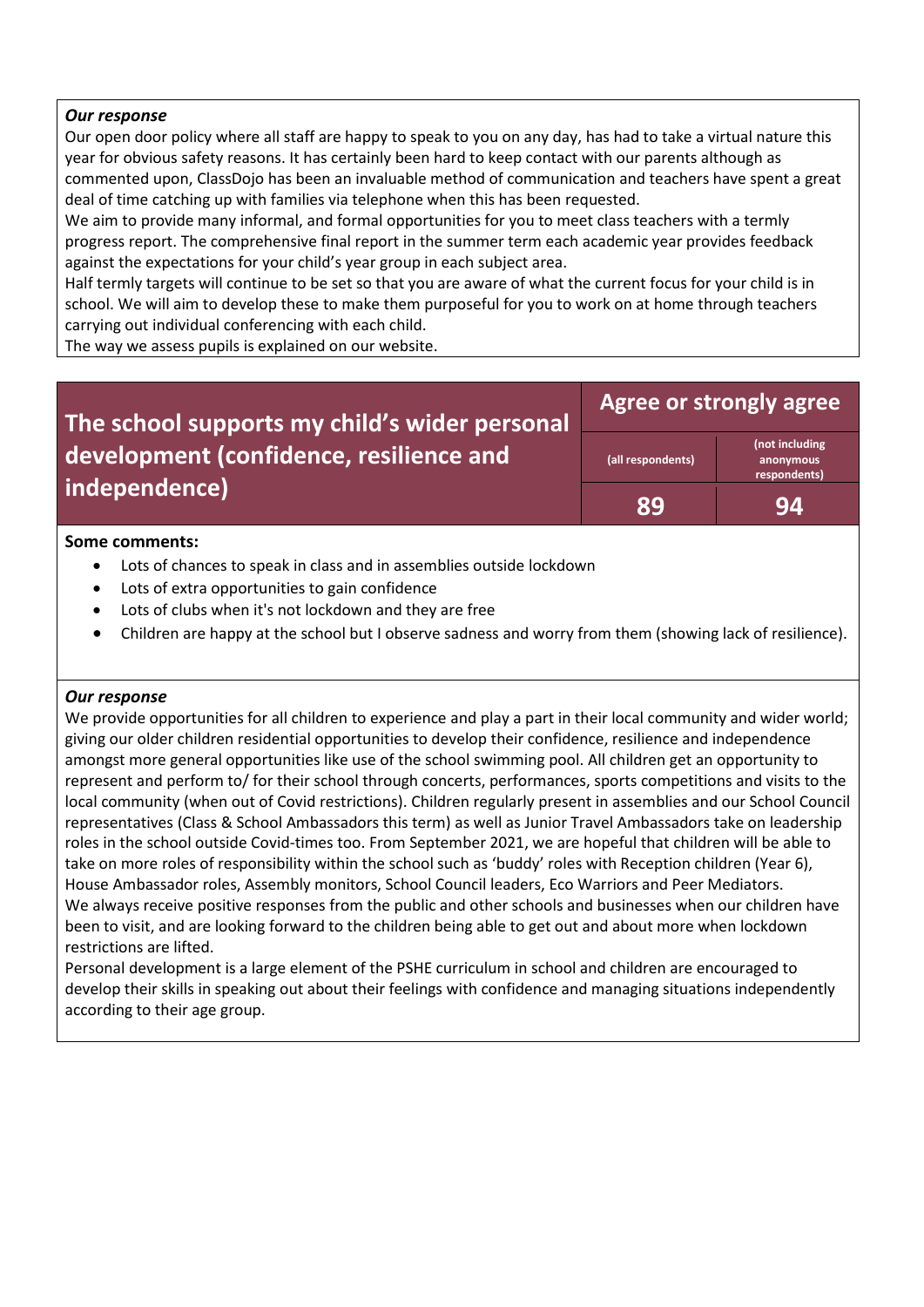***Our response***

Our open door policy where all staff are happy to speak to you on any day, has had to take a virtual nature this year for obvious safety reasons. It has certainly been hard to keep contact with our parents although as commented upon, ClassDojo has been an invaluable method of communication and teachers have spent a great deal of time catching up with families via telephone when this has been requested.

We aim to provide many informal, and formal opportunities for you to meet class teachers with a termly progress report. The comprehensive final report in the summer term each academic year provides feedback against the expectations for your child's year group in each subject area.

Half termly targets will continue to be set so that you are aware of what the current focus for your child is in school. We will aim to develop these to make them purposeful for you to work on at home through teachers carrying out individual conferencing with each child.

The way we assess pupils is explained on our website.

| The school supports my child's wider personal development (confidence, resilience and independence) | Agree or strongly agree | |
|---|---|---|
| | (all respondents) | (not including anonymous respondents) |
| | 89 | 94 |

**Some comments:**

- Lots of chances to speak in class and in assemblies outside lockdown
- Lots of extra opportunities to gain confidence
- Lots of clubs when it's not lockdown and they are free
- Children are happy at the school but I observe sadness and worry from them (showing lack of resilience).

***Our response***

We provide opportunities for all children to experience and play a part in their local community and wider world; giving our older children residential opportunities to develop their confidence, resilience and independence amongst more general opportunities like use of the school swimming pool. All children get an opportunity to represent and perform to/ for their school through concerts, performances, sports competitions and visits to the local community (when out of Covid restrictions). Children regularly present in assemblies and our School Council representatives (Class & School Ambassadors this term) as well as Junior Travel Ambassadors take on leadership roles in the school outside Covid-times too. From September 2021, we are hopeful that children will be able to take on more roles of responsibility within the school such as 'buddy' roles with Reception children (Year 6), House Ambassador roles, Assembly monitors, School Council leaders, Eco Warriors and Peer Mediators.

We always receive positive responses from the public and other schools and businesses when our children have been to visit, and are looking forward to the children being able to get out and about more when lockdown restrictions are lifted.

Personal development is a large element of the PSHE curriculum in school and children are encouraged to develop their skills in speaking out about their feelings with confidence and managing situations independently according to their age group.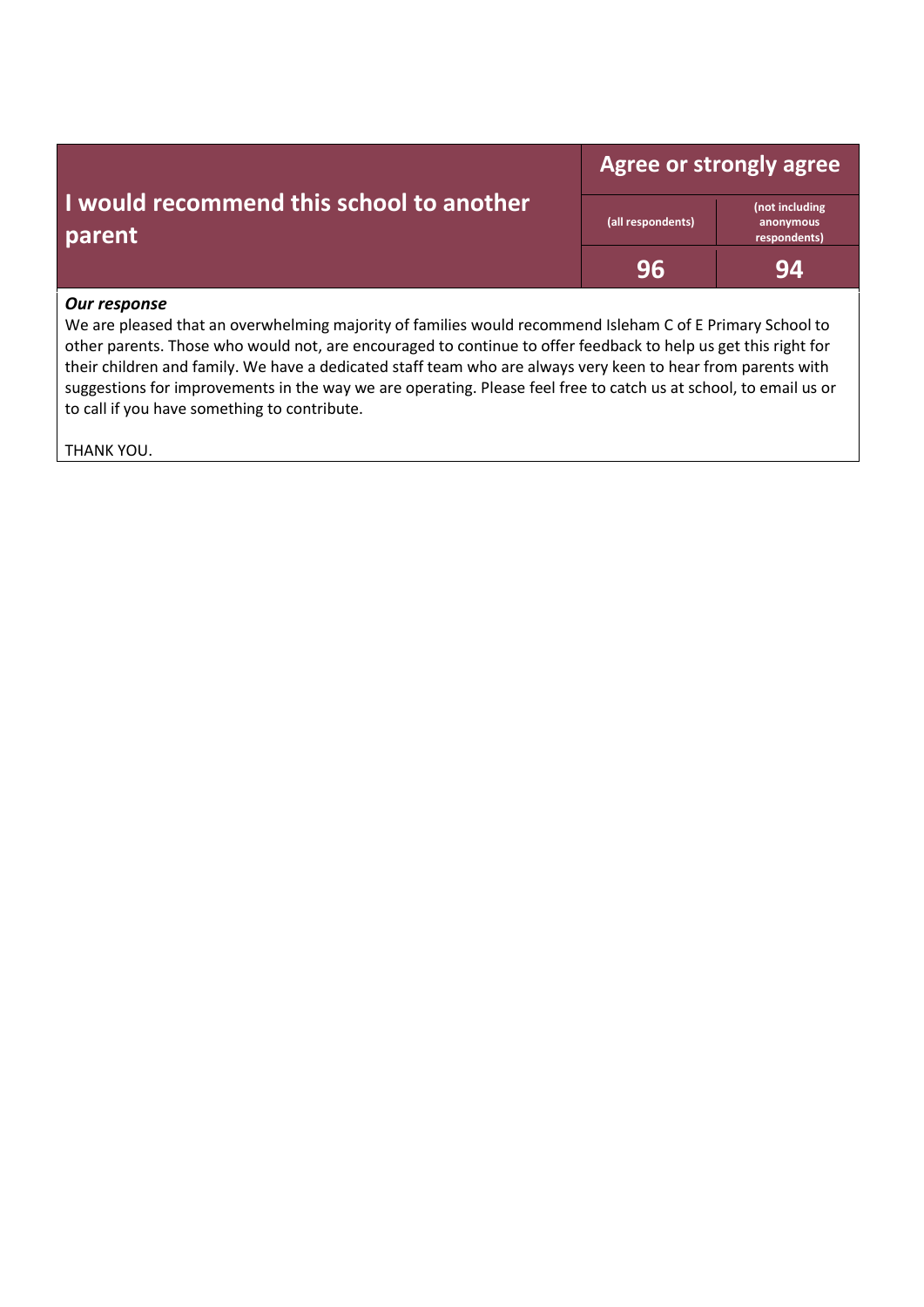| I would recommend this school to another parent | Agree or strongly agree | |
|---|---|---|
| | (all respondents) | (not including anonymous respondents) |
| | 96 | 94 |

***Our response***

We are pleased that an overwhelming majority of families would recommend Isleham C of E Primary School to other parents. Those who would not, are encouraged to continue to offer feedback to help us get this right for their children and family. We have a dedicated staff team who are always very keen to hear from parents with suggestions for improvements in the way we are operating. Please feel free to catch us at school, to email us or to call if you have something to contribute.

THANK YOU.